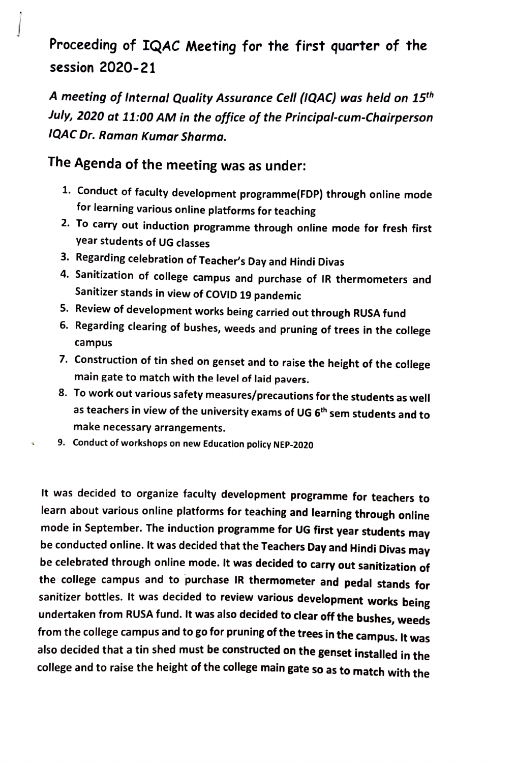# Proceeding of IQAC Meeting for the first quarter of the session 2020-21

*A meeting of Internal Quality Assurance Cell (IQAC) was held on 15th July, 2020 at 11:00 AM in the office of the Principal-cum-Chairperson IQAC Dr. Raman Kumar Sharma.*

## The Agenda of the meeting was as under:

1. Conduct of faculty development programme(FDP) through online mode for learning various online platforms for teaching
2. To carry out induction programme through online mode for fresh first year students of UG classes
3. Regarding celebration of Teacher's Day and Hindi Divas
4. Sanitization of college campus and purchase of IR thermometers and Sanitizer stands in view of COVID 19 pandemic
5. Review of development works being carried out through RUSA fund
6. Regarding clearing of bushes, weeds and pruning of trees in the college campus
7. Construction of tin shed on genset and to raise the height of the college main gate to match with the level of laid pavers.
8. To work out various safety measures/precautions for the students as well as teachers in view of the university exams of UG 6th sem students and to make necessary arrangements.
9. Conduct of workshops on new Education policy NEP-2020

It was decided to organize faculty development programme for teachers to learn about various online platforms for teaching and learning through online mode in September. The induction programme for UG first year students may be conducted online. It was decided that the Teachers Day and Hindi Divas may be celebrated through online mode. It was decided to carry out sanitization of the college campus and to purchase IR thermometer and pedal stands for sanitizer bottles. It was decided to review various development works being undertaken from RUSA fund. It was also decided to clear off the bushes, weeds from the college campus and to go for pruning of the trees in the campus. It was also decided that a tin shed must be constructed on the genset installed in the college and to raise the height of the college main gate so as to match with the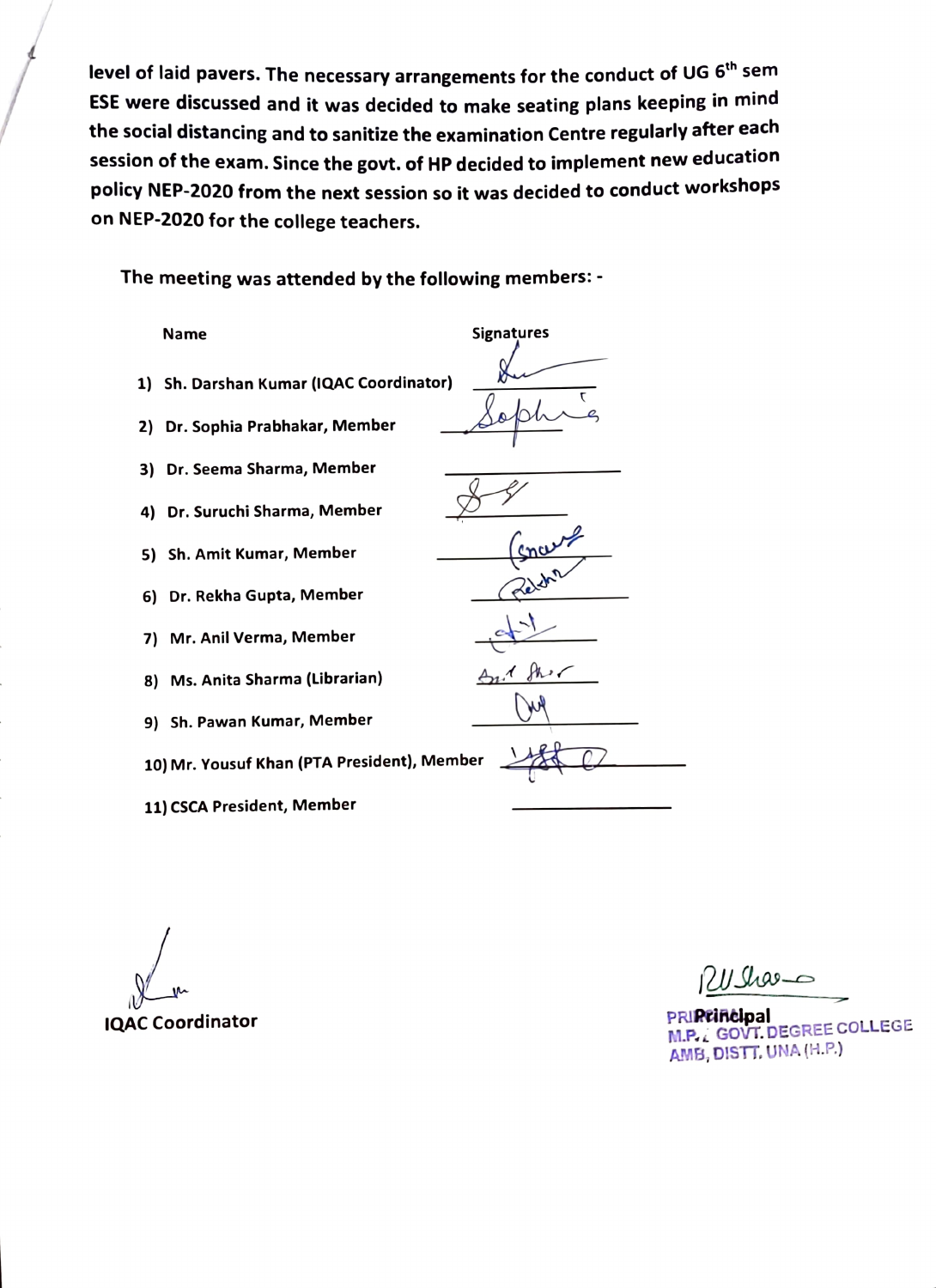level of laid pavers. The necessary arrangements for the conduct of UG 6th sem ESE were discussed and it was decided to make seating plans keeping in mind the social distancing and to sanitize the examination Centre regularly after each session of the exam. Since the govt. of HP decided to implement new education policy NEP-2020 from the next session so it was decided to conduct workshops on NEP-2020 for the college teachers.

The meeting was attended by the following members: -

| Name | Signatures |
|---|---|
| 1) Sh. Darshan Kumar (IQAC Coordinator) | Sd/- |
| 2) Dr. Sophia Prabhakar, Member | Sd/- |
| 3) Dr. Seema Sharma, Member | |
| 4) Dr. Suruchi Sharma, Member | Sd/- |
| 5) Sh. Amit Kumar, Member | Sd/- |
| 6) Dr. Rekha Gupta, Member | Sd/- |
| 7) Mr. Anil Verma, Member | Sd/- |
| 8) Ms. Anita Sharma (Librarian) | Sd/- |
| 9) Sh. Pawan Kumar, Member | Sd/- |
| 10) Mr. Yousuf Khan (PTA President), Member | Sd/- |
| 11) CSCA President, Member | |

IQAC Coordinator

Principal
M.P. GOVT. DEGREE COLLEGE
AMB, DISTT. UNA (H.P.)